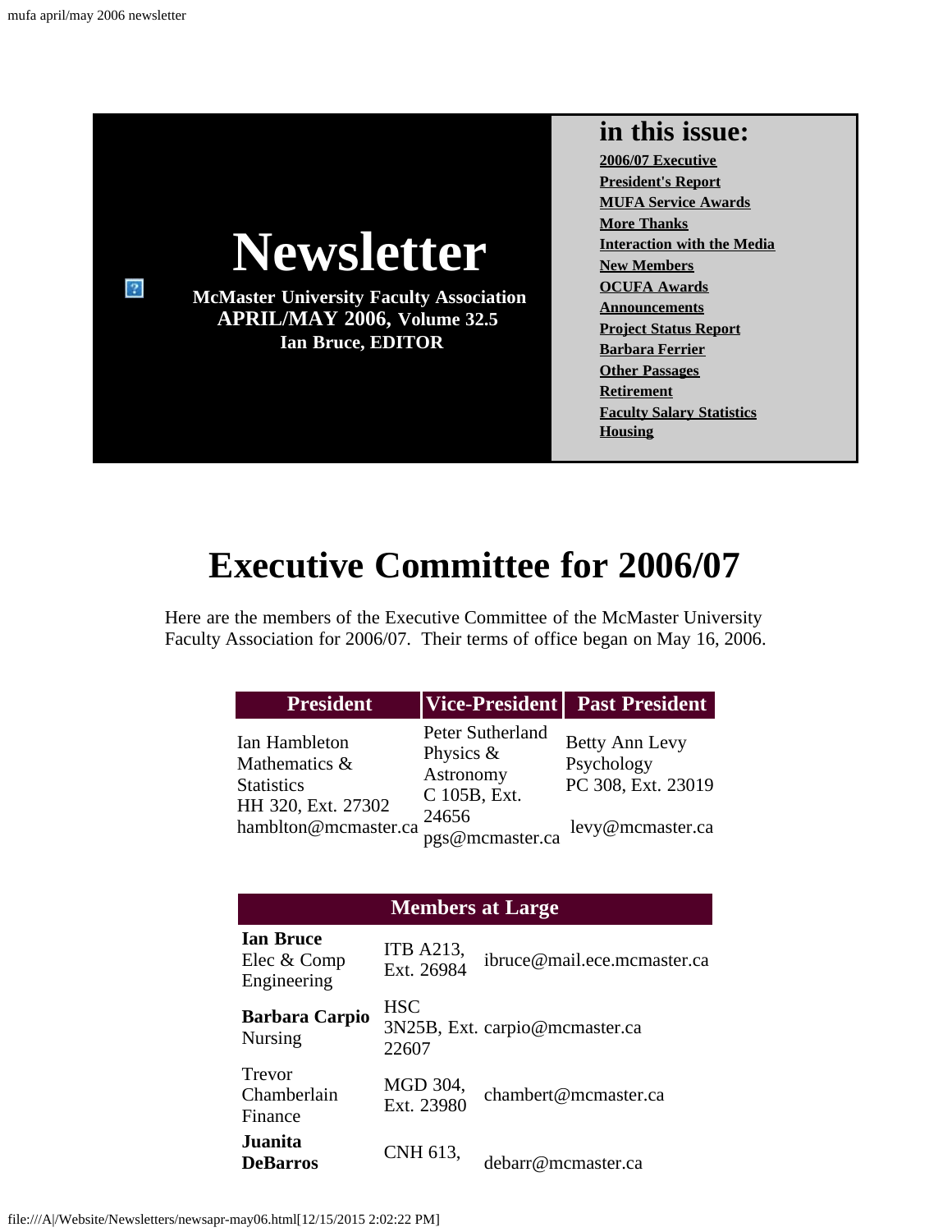# Newsletter

**McMaster University Faculty Association**
**APRIL/MAY 2006, Volume 32.5**
**Ian Bruce, EDITOR**

## in this issue:

- 2006/07 Executive
- President's Report
- MUFA Service Awards
- More Thanks
- Interaction with the Media
- New Members
- OCUFA Awards
- Announcements
- Project Status Report
- Barbara Ferrier
- Other Passages
- Retirement
- Faculty Salary Statistics
- Housing

# Executive Committee for 2006/07

Here are the members of the Executive Committee of the McMaster University Faculty Association for 2006/07. Their terms of office began on May 16, 2006.

| President | Vice-President | Past President |
| --- | --- | --- |
| Ian Hambleton<br>Mathematics & Statistics<br>HH 320, Ext. 27302<br>hamblton@mcmaster.ca | Peter Sutherland<br>Physics & Astronomy<br>C 105B, Ext. 24656<br>pgs@mcmaster.ca | Betty Ann Levy<br>Psychology<br>PC 308, Ext. 23019<br>levy@mcmaster.ca |

| Members at Large | | |
| --- | --- | --- |
| **Ian Bruce**<br>Elec & Comp Engineering | ITB A213, Ext. 26984 | ibruce@mail.ece.mcmaster.ca |
| **Barbara Carpio**<br>Nursing | HSC 3N25B, Ext. 22607 | carpio@mcmaster.ca |
| Trevor Chamberlain<br>Finance | MGD 304, Ext. 23980 | chambert@mcmaster.ca |
| **Juanita DeBarros** | CNH 613, | debarr@mcmaster.ca |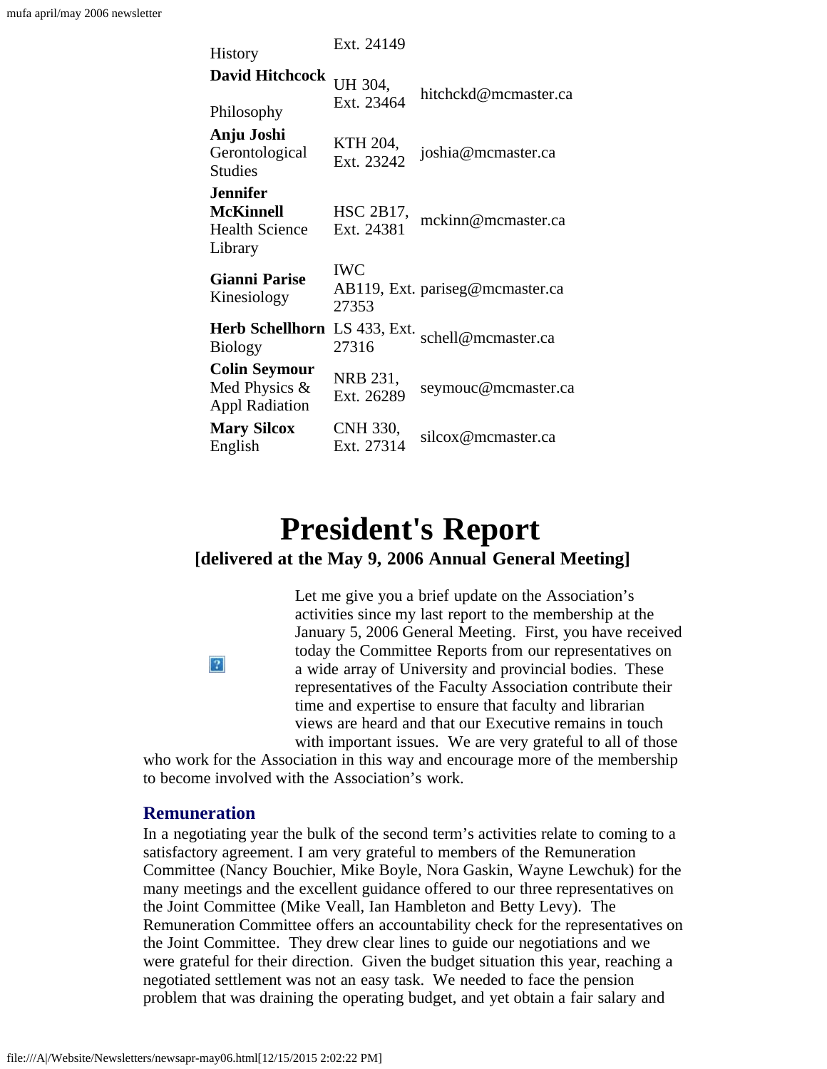| | | |
|---|---|---|
| History | Ext. 24149 | |
| **David Hitchcock** Philosophy | UH 304, Ext. 23464 | hitchckd@mcmaster.ca |
| **Anju Joshi** Gerontological Studies | KTH 204, Ext. 23242 | joshia@mcmaster.ca |
| **Jennifer McKinnell** Health Science Library | HSC 2B17, Ext. 24381 | mckinn@mcmaster.ca |
| **Gianni Parise** Kinesiology | IWC AB119, Ext. 27353 | pariseg@mcmaster.ca |
| **Herb Schellhorn** Biology | LS 433, Ext. 27316 | schell@mcmaster.ca |
| **Colin Seymour** Med Physics & Appl Radiation | NRB 231, Ext. 26289 | seymouc@mcmaster.ca |
| **Mary Silcox** English | CNH 330, Ext. 27314 | silcox@mcmaster.ca |

# President's Report

## [delivered at the May 9, 2006 Annual General Meeting]

Let me give you a brief update on the Association's activities since my last report to the membership at the January 5, 2006 General Meeting. First, you have received today the Committee Reports from our representatives on a wide array of University and provincial bodies. These representatives of the Faculty Association contribute their time and expertise to ensure that faculty and librarian views are heard and that our Executive remains in touch with important issues. We are very grateful to all of those who work for the Association in this way and encourage more of the membership to become involved with the Association's work.

### Remuneration

In a negotiating year the bulk of the second term's activities relate to coming to a satisfactory agreement. I am very grateful to members of the Remuneration Committee (Nancy Bouchier, Mike Boyle, Nora Gaskin, Wayne Lewchuk) for the many meetings and the excellent guidance offered to our three representatives on the Joint Committee (Mike Veall, Ian Hambleton and Betty Levy). The Remuneration Committee offers an accountability check for the representatives on the Joint Committee. They drew clear lines to guide our negotiations and we were grateful for their direction. Given the budget situation this year, reaching a negotiated settlement was not an easy task. We needed to face the pension problem that was draining the operating budget, and yet obtain a fair salary and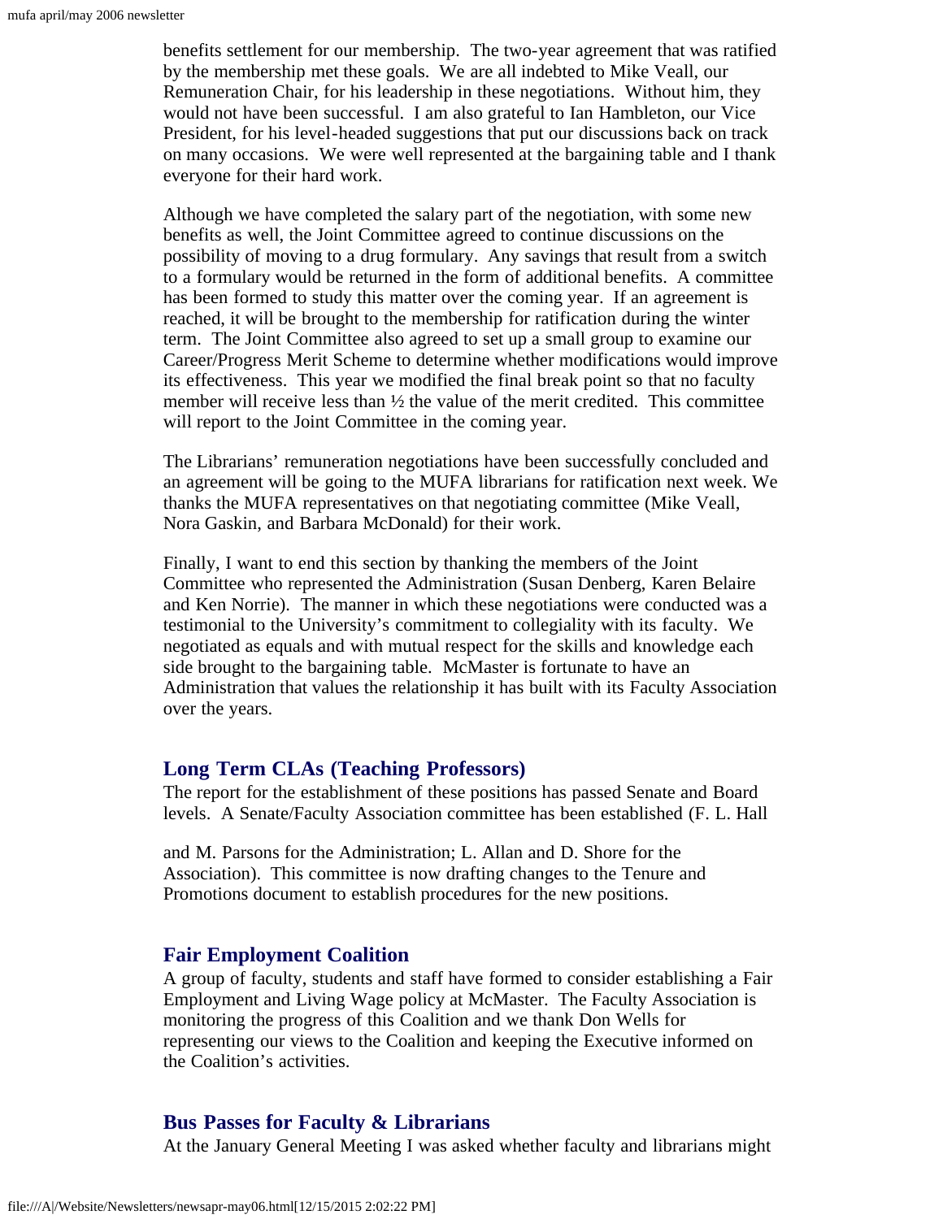benefits settlement for our membership. The two-year agreement that was ratified by the membership met these goals. We are all indebted to Mike Veall, our Remuneration Chair, for his leadership in these negotiations. Without him, they would not have been successful. I am also grateful to Ian Hambleton, our Vice President, for his level-headed suggestions that put our discussions back on track on many occasions. We were well represented at the bargaining table and I thank everyone for their hard work.

Although we have completed the salary part of the negotiation, with some new benefits as well, the Joint Committee agreed to continue discussions on the possibility of moving to a drug formulary. Any savings that result from a switch to a formulary would be returned in the form of additional benefits. A committee has been formed to study this matter over the coming year. If an agreement is reached, it will be brought to the membership for ratification during the winter term. The Joint Committee also agreed to set up a small group to examine our Career/Progress Merit Scheme to determine whether modifications would improve its effectiveness. This year we modified the final break point so that no faculty member will receive less than ½ the value of the merit credited. This committee will report to the Joint Committee in the coming year.

The Librarians' remuneration negotiations have been successfully concluded and an agreement will be going to the MUFA librarians for ratification next week. We thanks the MUFA representatives on that negotiating committee (Mike Veall, Nora Gaskin, and Barbara McDonald) for their work.

Finally, I want to end this section by thanking the members of the Joint Committee who represented the Administration (Susan Denberg, Karen Belaire and Ken Norrie). The manner in which these negotiations were conducted was a testimonial to the University's commitment to collegiality with its faculty. We negotiated as equals and with mutual respect for the skills and knowledge each side brought to the bargaining table. McMaster is fortunate to have an Administration that values the relationship it has built with its Faculty Association over the years.

### Long Term CLAs (Teaching Professors)

The report for the establishment of these positions has passed Senate and Board levels. A Senate/Faculty Association committee has been established (F. L. Hall and M. Parsons for the Administration; L. Allan and D. Shore for the Association). This committee is now drafting changes to the Tenure and Promotions document to establish procedures for the new positions.

### Fair Employment Coalition

A group of faculty, students and staff have formed to consider establishing a Fair Employment and Living Wage policy at McMaster. The Faculty Association is monitoring the progress of this Coalition and we thank Don Wells for representing our views to the Coalition and keeping the Executive informed on the Coalition's activities.

### Bus Passes for Faculty & Librarians

At the January General Meeting I was asked whether faculty and librarians might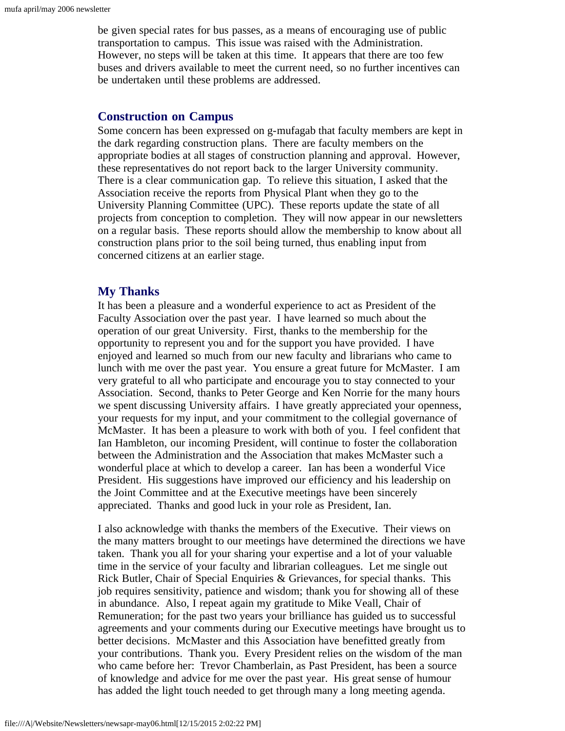be given special rates for bus passes, as a means of encouraging use of public transportation to campus. This issue was raised with the Administration. However, no steps will be taken at this time. It appears that there are too few buses and drivers available to meet the current need, so no further incentives can be undertaken until these problems are addressed.

## Construction on Campus

Some concern has been expressed on g-mufagab that faculty members are kept in the dark regarding construction plans. There are faculty members on the appropriate bodies at all stages of construction planning and approval. However, these representatives do not report back to the larger University community. There is a clear communication gap. To relieve this situation, I asked that the Association receive the reports from Physical Plant when they go to the University Planning Committee (UPC). These reports update the state of all projects from conception to completion. They will now appear in our newsletters on a regular basis. These reports should allow the membership to know about all construction plans prior to the soil being turned, thus enabling input from concerned citizens at an earlier stage.

## My Thanks

It has been a pleasure and a wonderful experience to act as President of the Faculty Association over the past year. I have learned so much about the operation of our great University. First, thanks to the membership for the opportunity to represent you and for the support you have provided. I have enjoyed and learned so much from our new faculty and librarians who came to lunch with me over the past year. You ensure a great future for McMaster. I am very grateful to all who participate and encourage you to stay connected to your Association. Second, thanks to Peter George and Ken Norrie for the many hours we spent discussing University affairs. I have greatly appreciated your openness, your requests for my input, and your commitment to the collegial governance of McMaster. It has been a pleasure to work with both of you. I feel confident that Ian Hambleton, our incoming President, will continue to foster the collaboration between the Administration and the Association that makes McMaster such a wonderful place at which to develop a career. Ian has been a wonderful Vice President. His suggestions have improved our efficiency and his leadership on the Joint Committee and at the Executive meetings have been sincerely appreciated. Thanks and good luck in your role as President, Ian.

I also acknowledge with thanks the members of the Executive. Their views on the many matters brought to our meetings have determined the directions we have taken. Thank you all for your sharing your expertise and a lot of your valuable time in the service of your faculty and librarian colleagues. Let me single out Rick Butler, Chair of Special Enquiries & Grievances, for special thanks. This job requires sensitivity, patience and wisdom; thank you for showing all of these in abundance. Also, I repeat again my gratitude to Mike Veall, Chair of Remuneration; for the past two years your brilliance has guided us to successful agreements and your comments during our Executive meetings have brought us to better decisions. McMaster and this Association have benefitted greatly from your contributions. Thank you. Every President relies on the wisdom of the man who came before her: Trevor Chamberlain, as Past President, has been a source of knowledge and advice for me over the past year. His great sense of humour has added the light touch needed to get through many a long meeting agenda.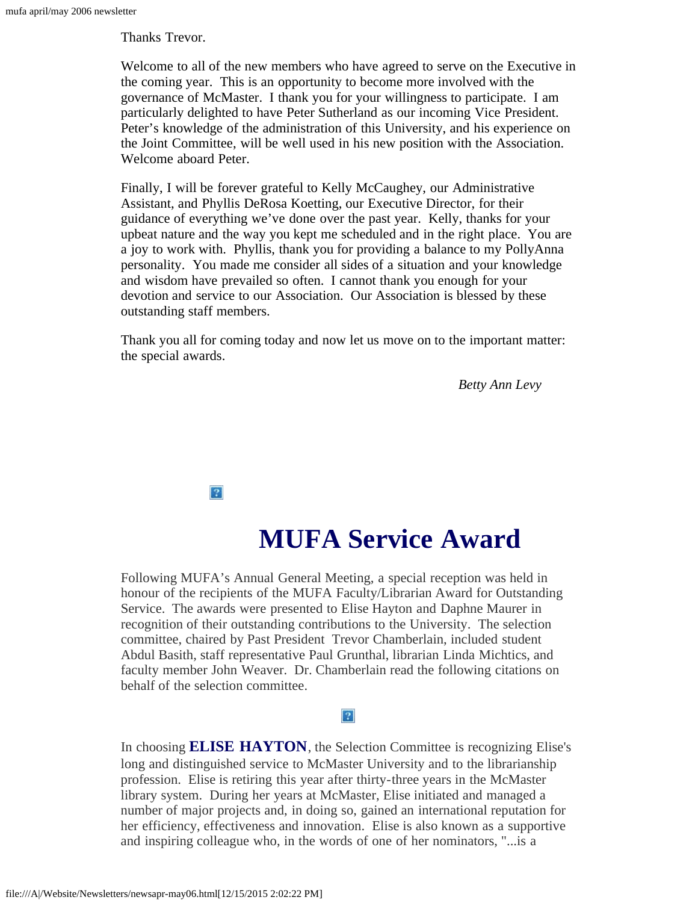Thanks Trevor.

Welcome to all of the new members who have agreed to serve on the Executive in the coming year. This is an opportunity to become more involved with the governance of McMaster. I thank you for your willingness to participate. I am particularly delighted to have Peter Sutherland as our incoming Vice President. Peter's knowledge of the administration of this University, and his experience on the Joint Committee, will be well used in his new position with the Association. Welcome aboard Peter.

Finally, I will be forever grateful to Kelly McCaughey, our Administrative Assistant, and Phyllis DeRosa Koetting, our Executive Director, for their guidance of everything we've done over the past year. Kelly, thanks for your upbeat nature and the way you kept me scheduled and in the right place. You are a joy to work with. Phyllis, thank you for providing a balance to my PollyAnna personality. You made me consider all sides of a situation and your knowledge and wisdom have prevailed so often. I cannot thank you enough for your devotion and service to our Association. Our Association is blessed by these outstanding staff members.

Thank you all for coming today and now let us move on to the important matter: the special awards.

*Betty Ann Levy*

# MUFA Service Award

Following MUFA's Annual General Meeting, a special reception was held in honour of the recipients of the MUFA Faculty/Librarian Award for Outstanding Service. The awards were presented to Elise Hayton and Daphne Maurer in recognition of their outstanding contributions to the University. The selection committee, chaired by Past President Trevor Chamberlain, included student Abdul Basith, staff representative Paul Grunthal, librarian Linda Michtics, and faculty member John Weaver. Dr. Chamberlain read the following citations on behalf of the selection committee.

In choosing **ELISE HAYTON**, the Selection Committee is recognizing Elise's long and distinguished service to McMaster University and to the librarianship profession. Elise is retiring this year after thirty-three years in the McMaster library system. During her years at McMaster, Elise initiated and managed a number of major projects and, in doing so, gained an international reputation for her efficiency, effectiveness and innovation. Elise is also known as a supportive and inspiring colleague who, in the words of one of her nominators, "...is a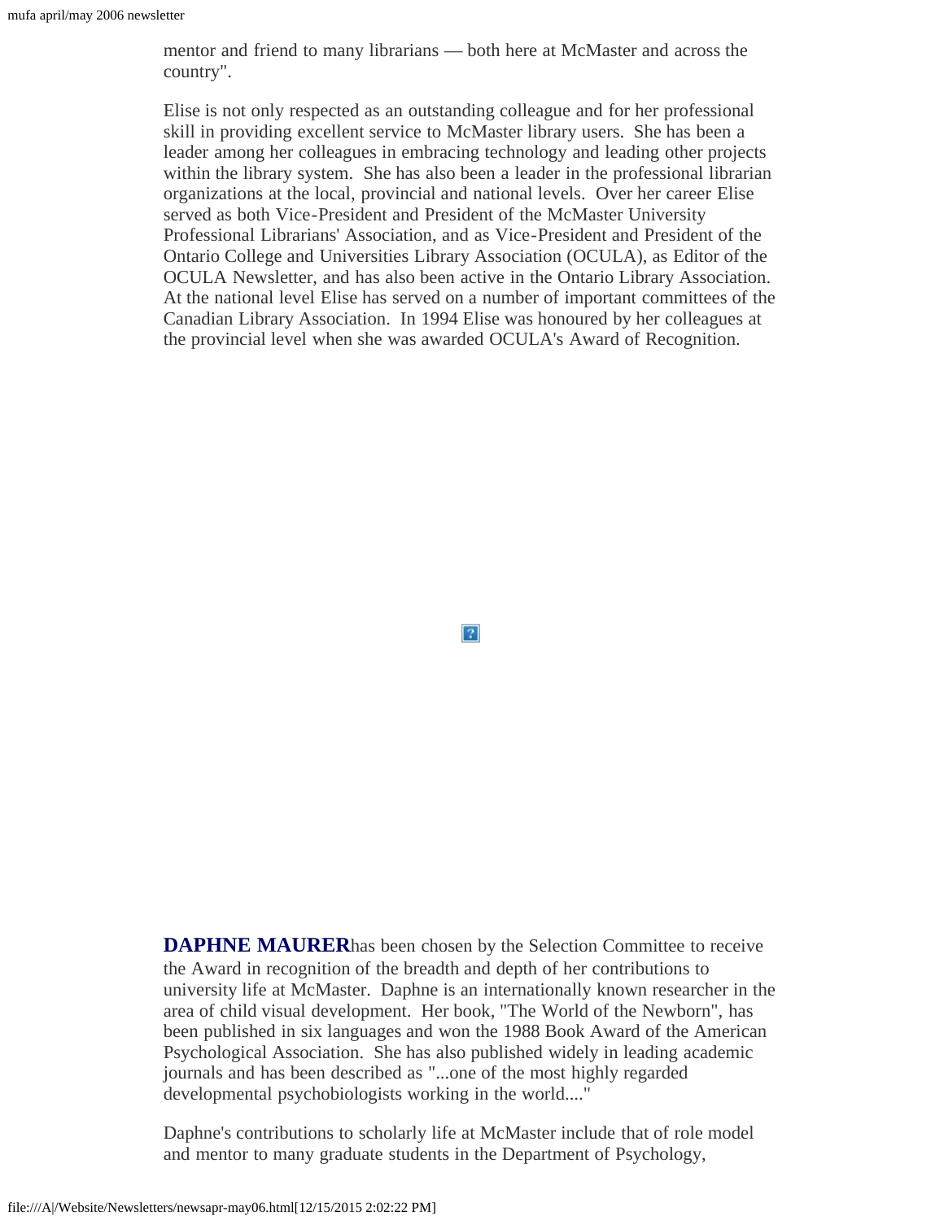mentor and friend to many librarians — both here at McMaster and across the country".

Elise is not only respected as an outstanding colleague and for her professional skill in providing excellent service to McMaster library users. She has been a leader among her colleagues in embracing technology and leading other projects within the library system. She has also been a leader in the professional librarian organizations at the local, provincial and national levels. Over her career Elise served as both Vice-President and President of the McMaster University Professional Librarians' Association, and as Vice-President and President of the Ontario College and Universities Library Association (OCULA), as Editor of the OCULA Newsletter, and has also been active in the Ontario Library Association. At the national level Elise has served on a number of important committees of the Canadian Library Association. In 1994 Elise was honoured by her colleagues at the provincial level when she was awarded OCULA's Award of Recognition.

**DAPHNE MAURER**has been chosen by the Selection Committee to receive the Award in recognition of the breadth and depth of her contributions to university life at McMaster. Daphne is an internationally known researcher in the area of child visual development. Her book, "The World of the Newborn", has been published in six languages and won the 1988 Book Award of the American Psychological Association. She has also published widely in leading academic journals and has been described as "...one of the most highly regarded developmental psychobiologists working in the world...."

Daphne's contributions to scholarly life at McMaster include that of role model and mentor to many graduate students in the Department of Psychology,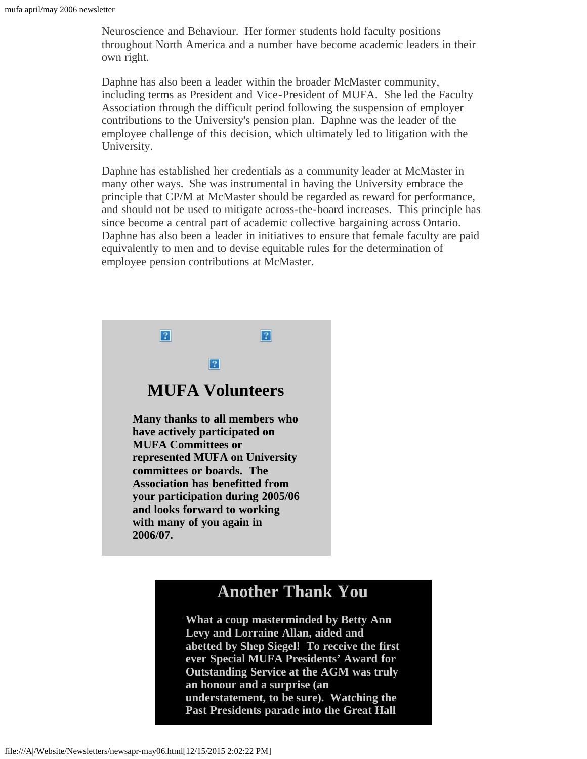Neuroscience and Behaviour. Her former students hold faculty positions throughout North America and a number have become academic leaders in their own right.

Daphne has also been a leader within the broader McMaster community, including terms as President and Vice-President of MUFA. She led the Faculty Association through the difficult period following the suspension of employer contributions to the University's pension plan. Daphne was the leader of the employee challenge of this decision, which ultimately led to litigation with the University.

Daphne has established her credentials as a community leader at McMaster in many other ways. She was instrumental in having the University embrace the principle that CP/M at McMaster should be regarded as reward for performance, and should not be used to mitigate across-the-board increases. This principle has since become a central part of academic collective bargaining across Ontario. Daphne has also been a leader in initiatives to ensure that female faculty are paid equivalently to men and to devise equitable rules for the determination of employee pension contributions at McMaster.

## MUFA Volunteers

**Many thanks to all members who have actively participated on MUFA Committees or represented MUFA on University committees or boards. The Association has benefitted from your participation during 2005/06 and looks forward to working with many of you again in 2006/07.**

## Another Thank You

**What a coup masterminded by Betty Ann Levy and Lorraine Allan, aided and abetted by Shep Siegel! To receive the first ever Special MUFA Presidents' Award for Outstanding Service at the AGM was truly an honour and a surprise (an understatement, to be sure). Watching the Past Presidents parade into the Great Hall**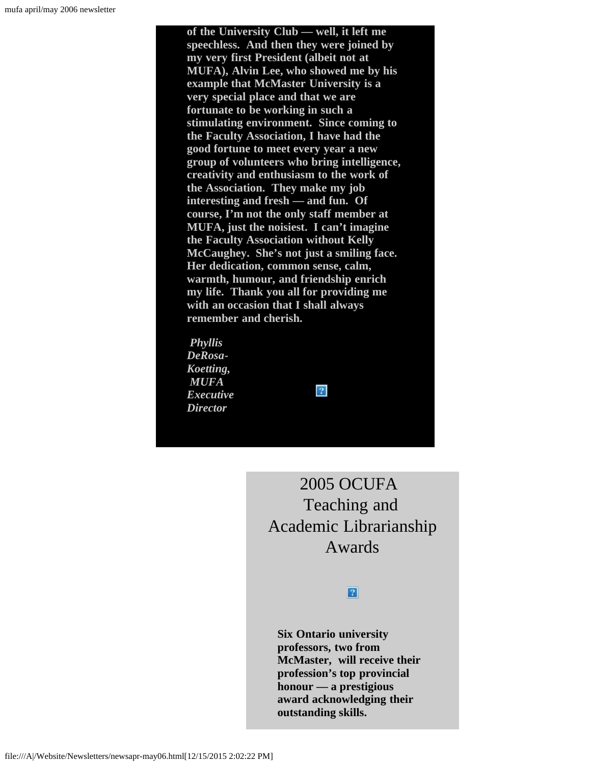**of the University Club — well, it left me speechless. And then they were joined by my very first President (albeit not at MUFA), Alvin Lee, who showed me by his example that McMaster University is a very special place and that we are fortunate to be working in such a stimulating environment. Since coming to the Faculty Association, I have had the good fortune to meet every year a new group of volunteers who bring intelligence, creativity and enthusiasm to the work of the Association. They make my job interesting and fresh — and fun. Of course, I'm not the only staff member at MUFA, just the noisiest. I can't imagine the Faculty Association without Kelly McCaughey. She's not just a smiling face. Her dedication, common sense, calm, warmth, humour, and friendship enrich my life. Thank you all for providing me with an occasion that I shall always remember and cherish.**

***Phyllis DeRosa-Koetting, MUFA Executive Director***

## 2005 OCUFA Teaching and Academic Librarianship Awards

**Six Ontario university professors, two from McMaster, will receive their profession's top provincial honour — a prestigious award acknowledging their outstanding skills.**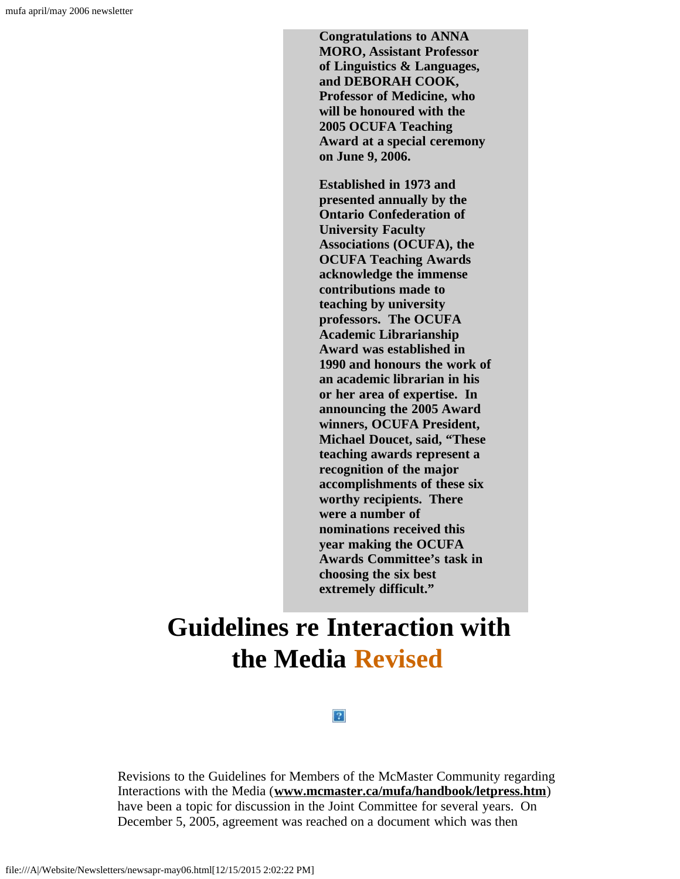**Congratulations to ANNA MORO, Assistant Professor of Linguistics & Languages, and DEBORAH COOK, Professor of Medicine, who will be honoured with the 2005 OCUFA Teaching Award at a special ceremony on June 9, 2006.**

**Established in 1973 and presented annually by the Ontario Confederation of University Faculty Associations (OCUFA), the OCUFA Teaching Awards acknowledge the immense contributions made to teaching by university professors. The OCUFA Academic Librarianship Award was established in 1990 and honours the work of an academic librarian in his or her area of expertise. In announcing the 2005 Award winners, OCUFA President, Michael Doucet, said, "These teaching awards represent a recognition of the major accomplishments of these six worthy recipients. There were a number of nominations received this year making the OCUFA Awards Committee's task in choosing the six best extremely difficult."**

# Guidelines re Interaction with the Media Revised

Revisions to the Guidelines for Members of the McMaster Community regarding Interactions with the Media (**www.mcmaster.ca/mufa/handbook/letpress.htm**) have been a topic for discussion in the Joint Committee for several years. On December 5, 2005, agreement was reached on a document which was then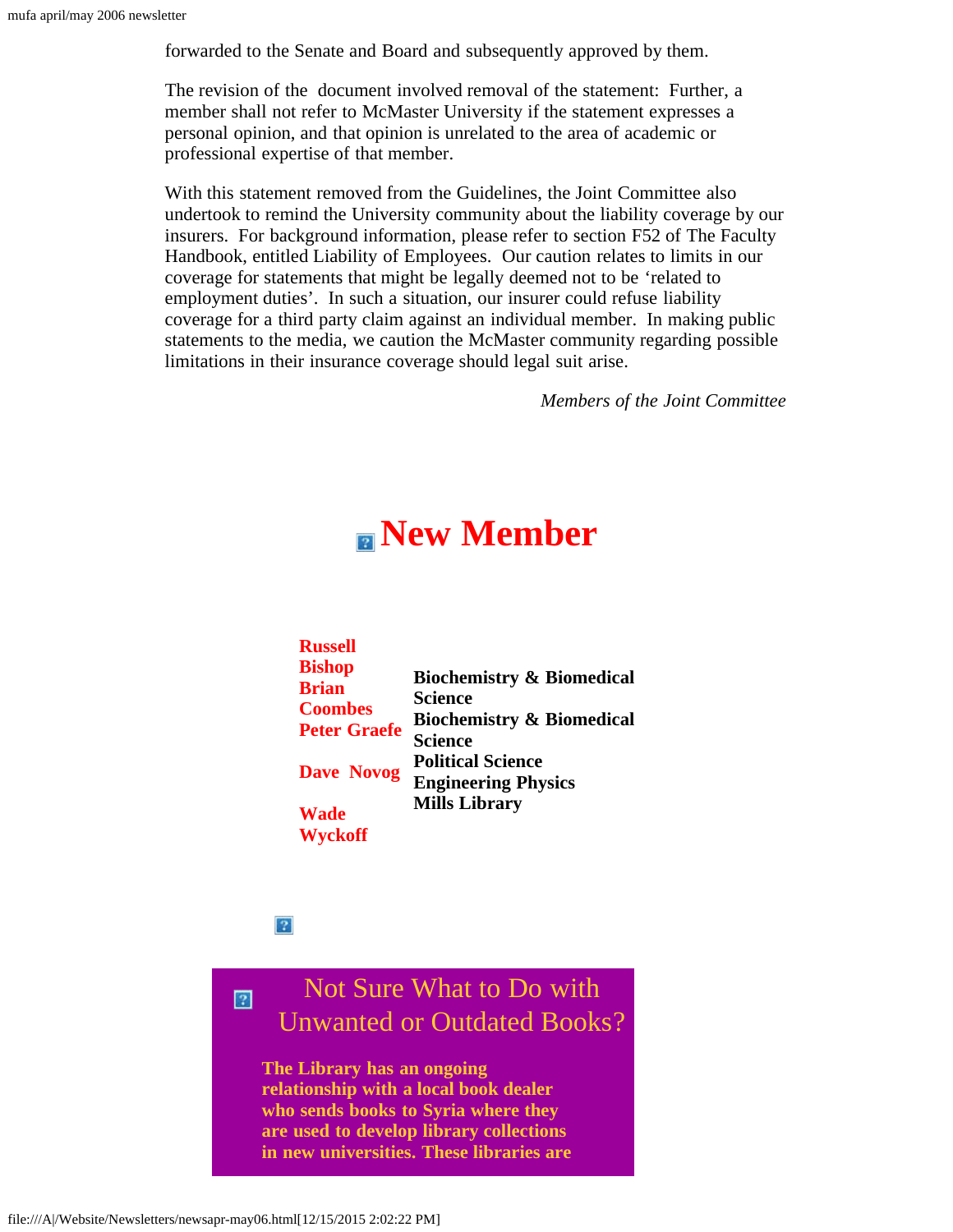forwarded to the Senate and Board and subsequently approved by them.

The revision of the document involved removal of the statement: Further, a member shall not refer to McMaster University if the statement expresses a personal opinion, and that opinion is unrelated to the area of academic or professional expertise of that member.

With this statement removed from the Guidelines, the Joint Committee also undertook to remind the University community about the liability coverage by our insurers. For background information, please refer to section F52 of The Faculty Handbook, entitled Liability of Employees. Our caution relates to limits in our coverage for statements that might be legally deemed not to be 'related to employment duties'. In such a situation, our insurer could refuse liability coverage for a third party claim against an individual member. In making public statements to the media, we caution the McMaster community regarding possible limitations in their insurance coverage should legal suit arise.

*Members of the Joint Committee*

# New Member

| | |
|---|---|
| **Russell Bishop** | **Biochemistry & Biomedical Science** |
| **Brian Coombes** | **Biochemistry & Biomedical Science** |
| **Peter Graefe** | **Political Science** |
| **Dave Novog** | **Engineering Physics** |
| **Wade Wyckoff** | **Mills Library** |

## Not Sure What to Do with Unwanted or Outdated Books?

**The Library has an ongoing relationship with a local book dealer who sends books to Syria where they are used to develop library collections in new universities. These libraries are**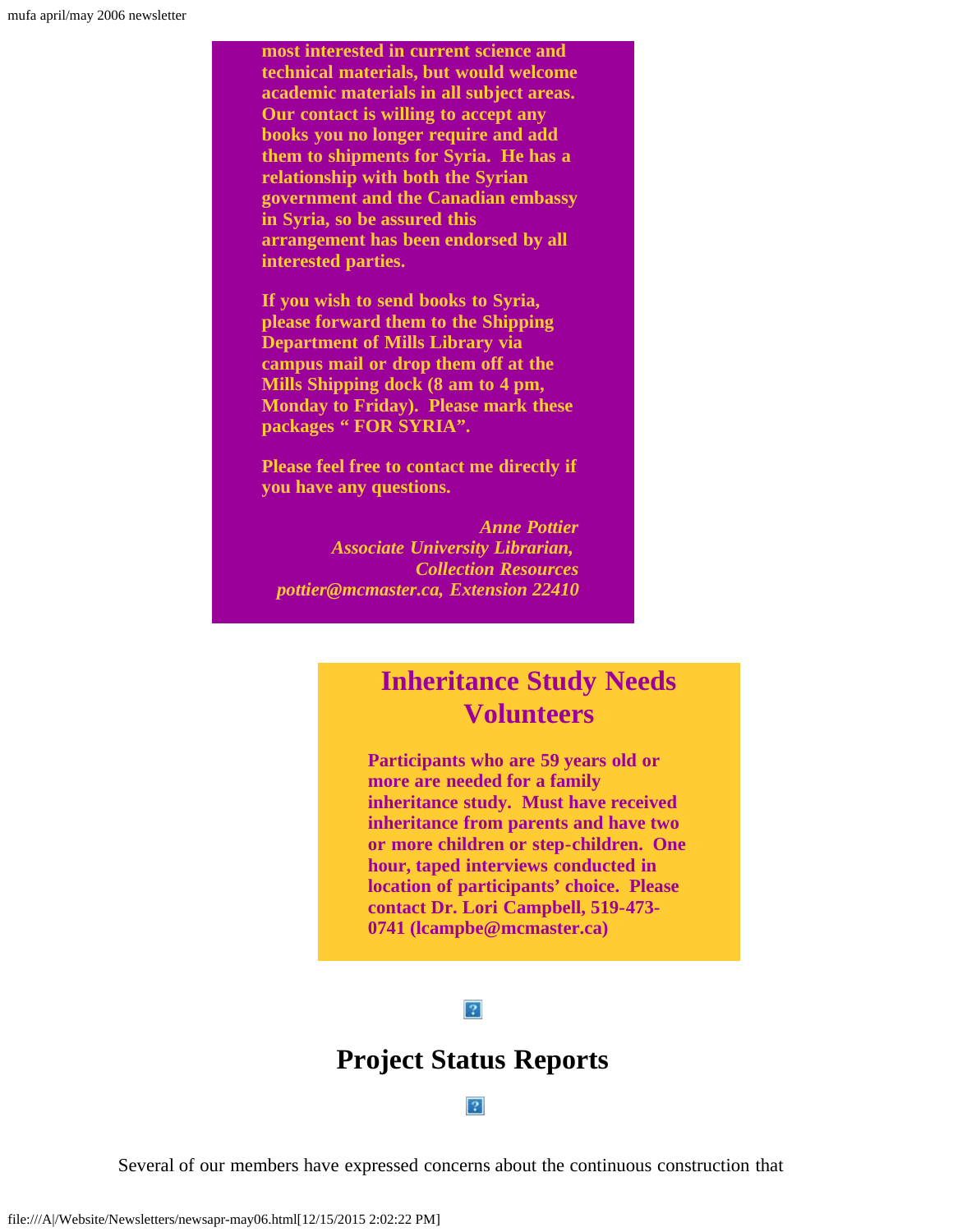**most interested in current science and technical materials, but would welcome academic materials in all subject areas. Our contact is willing to accept any books you no longer require and add them to shipments for Syria. He has a relationship with both the Syrian government and the Canadian embassy in Syria, so be assured this arrangement has been endorsed by all interested parties.**

**If you wish to send books to Syria, please forward them to the Shipping Department of Mills Library via campus mail or drop them off at the Mills Shipping dock (8 am to 4 pm, Monday to Friday). Please mark these packages " FOR SYRIA".**

**Please feel free to contact me directly if you have any questions.**

***Anne Pottier***
***Associate University Librarian,***
***Collection Resources***
***pottier@mcmaster.ca, Extension 22410***

## Inheritance Study Needs Volunteers

**Participants who are 59 years old or more are needed for a family inheritance study. Must have received inheritance from parents and have two or more children or step-children. One hour, taped interviews conducted in location of participants' choice. Please contact Dr. Lori Campbell, 519-473-0741 (lcampbe@mcmaster.ca)**

# Project Status Reports

Several of our members have expressed concerns about the continuous construction that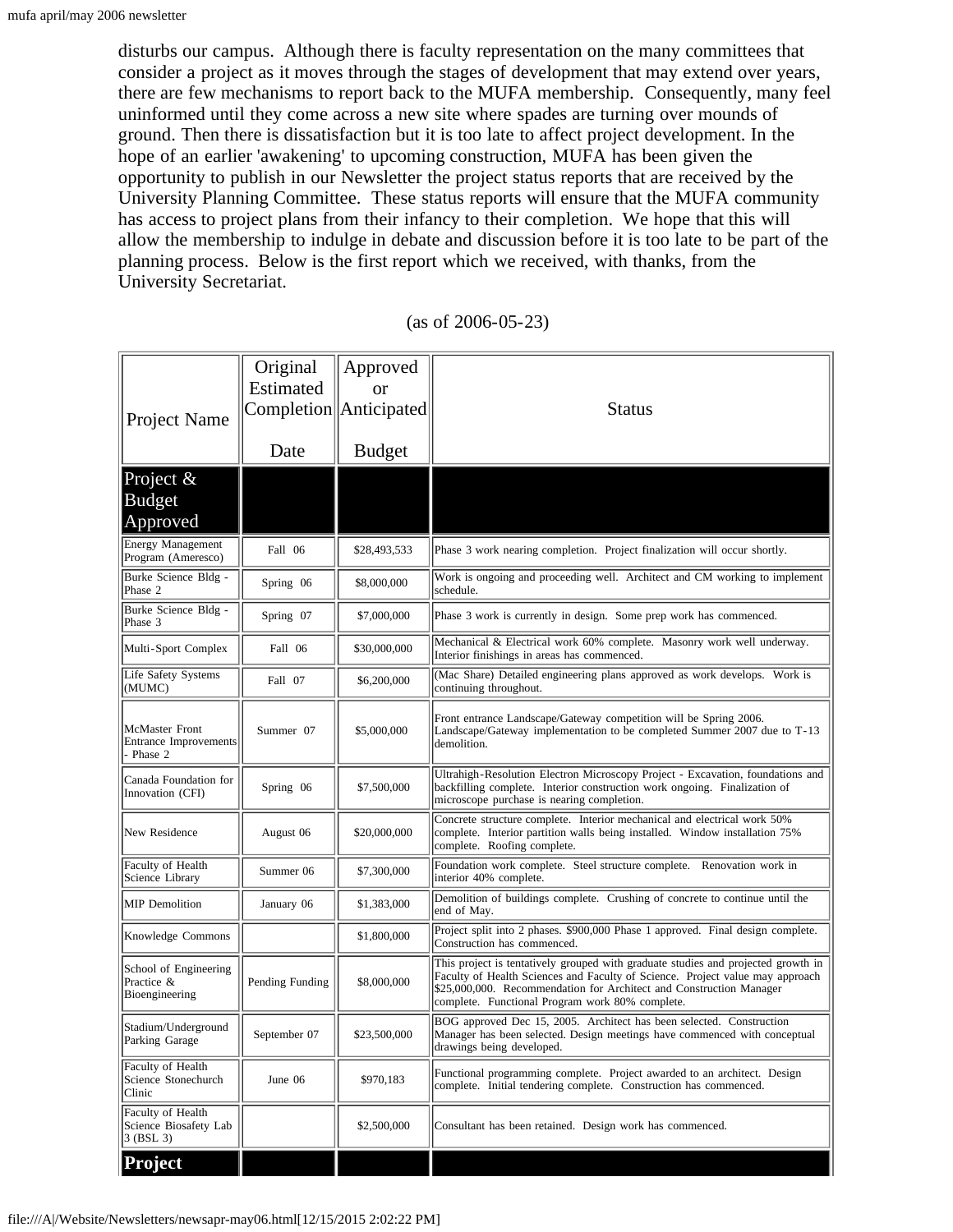disturbs our campus. Although there is faculty representation on the many committees that consider a project as it moves through the stages of development that may extend over years, there are few mechanisms to report back to the MUFA membership. Consequently, many feel uninformed until they come across a new site where spades are turning over mounds of ground. Then there is dissatisfaction but it is too late to affect project development. In the hope of an earlier 'awakening' to upcoming construction, MUFA has been given the opportunity to publish in our Newsletter the project status reports that are received by the University Planning Committee. These status reports will ensure that the MUFA community has access to project plans from their infancy to their completion. We hope that this will allow the membership to indulge in debate and discussion before it is too late to be part of the planning process. Below is the first report which we received, with thanks, from the University Secretariat.

(as of 2006-05-23)

| Project Name | Original Estimated Completion Date | Approved or Anticipated Budget | Status |
|---|---|---|---|
| **Project & Budget Approved** | | | |
| Energy Management Program (Ameresco) | Fall 06 | $28,493,533 | Phase 3 work nearing completion. Project finalization will occur shortly. |
| Burke Science Bldg - Phase 2 | Spring 06 | $8,000,000 | Work is ongoing and proceeding well. Architect and CM working to implement schedule. |
| Burke Science Bldg - Phase 3 | Spring 07 | $7,000,000 | Phase 3 work is currently in design. Some prep work has commenced. |
| Multi-Sport Complex | Fall 06 | $30,000,000 | Mechanical & Electrical work 60% complete. Masonry work well underway. Interior finishings in areas has commenced. |
| Life Safety Systems (MUMC) | Fall 07 | $6,200,000 | (Mac Share) Detailed engineering plans approved as work develops. Work is continuing throughout. |
| McMaster Front Entrance Improvements - Phase 2 | Summer 07 | $5,000,000 | Front entrance Landscape/Gateway competition will be Spring 2006. Landscape/Gateway implementation to be completed Summer 2007 due to T-13 demolition. |
| Canada Foundation for Innovation (CFI) | Spring 06 | $7,500,000 | Ultrahigh-Resolution Electron Microscopy Project - Excavation, foundations and backfilling complete. Interior construction work ongoing. Finalization of microscope purchase is nearing completion. |
| New Residence | August 06 | $20,000,000 | Concrete structure complete. Interior mechanical and electrical work 50% complete. Interior partition walls being installed. Window installation 75% complete. Roofing complete. |
| Faculty of Health Science Library | Summer 06 | $7,300,000 | Foundation work complete. Steel structure complete. Renovation work in interior 40% complete. |
| MIP Demolition | January 06 | $1,383,000 | Demolition of buildings complete. Crushing of concrete to continue until the end of May. |
| Knowledge Commons | | $1,800,000 | Project split into 2 phases. $900,000 Phase 1 approved. Final design complete. Construction has commenced. |
| School of Engineering Practice & Bioengineering | Pending Funding | $8,000,000 | This project is tentatively grouped with graduate studies and projected growth in Faculty of Health Sciences and Faculty of Science. Project value may approach $25,000,000. Recommendation for Architect and Construction Manager complete. Functional Program work 80% complete. |
| Stadium/Underground Parking Garage | September 07 | $23,500,000 | BOG approved Dec 15, 2005. Architect has been selected. Construction Manager has been selected. Design meetings have commenced with conceptual drawings being developed. |
| Faculty of Health Science Stonechurch Clinic | June 06 | $970,183 | Functional programming complete. Project awarded to an architect. Design complete. Initial tendering complete. Construction has commenced. |
| Faculty of Health Science Biosafety Lab 3 (BSL 3) | | $2,500,000 | Consultant has been retained. Design work has commenced. |
| **Project** | | | |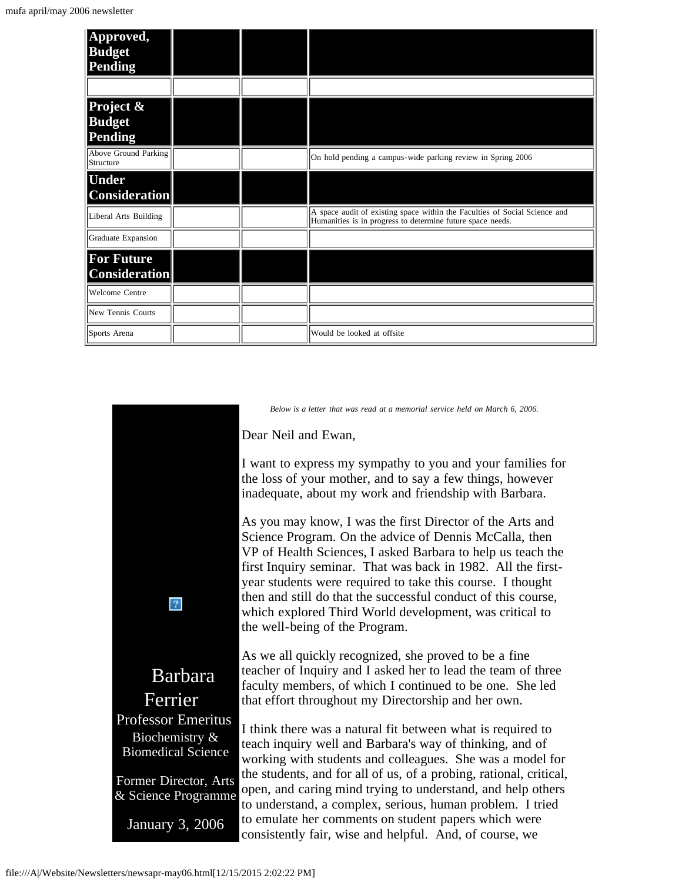| Approved, Budget Pending | | | |
|---|---|---|---|
| | | | |
| **Project & Budget Pending** | | | |
| Above Ground Parking Structure | | | On hold pending a campus-wide parking review in Spring 2006 |
| **Under Consideration** | | | |
| Liberal Arts Building | | | A space audit of existing space within the Faculties of Social Science and Humanities is in progress to determine future space needs. |
| Graduate Expansion | | | |
| **For Future Consideration** | | | |
| Welcome Centre | | | |
| New Tennis Courts | | | |
| Sports Arena | | | Would be looked at offsite |

Barbara Ferrier
Professor Emeritus
Biochemistry & Biomedical Science

Former Director, Arts & Science Programme

January 3, 2006

*Below is a letter that was read at a memorial service held on March 6, 2006.*

Dear Neil and Ewan,

I want to express my sympathy to you and your families for the loss of your mother, and to say a few things, however inadequate, about my work and friendship with Barbara.

As you may know, I was the first Director of the Arts and Science Program. On the advice of Dennis McCalla, then VP of Health Sciences, I asked Barbara to help us teach the first Inquiry seminar. That was back in 1982. All the first-year students were required to take this course. I thought then and still do that the successful conduct of this course, which explored Third World development, was critical to the well-being of the Program.

As we all quickly recognized, she proved to be a fine teacher of Inquiry and I asked her to lead the team of three faculty members, of which I continued to be one. She led that effort throughout my Directorship and her own.

I think there was a natural fit between what is required to teach inquiry well and Barbara's way of thinking, and of working with students and colleagues. She was a model for the students, and for all of us, of a probing, rational, critical, open, and caring mind trying to understand, and help others to understand, a complex, serious, human problem. I tried to emulate her comments on student papers which were consistently fair, wise and helpful. And, of course, we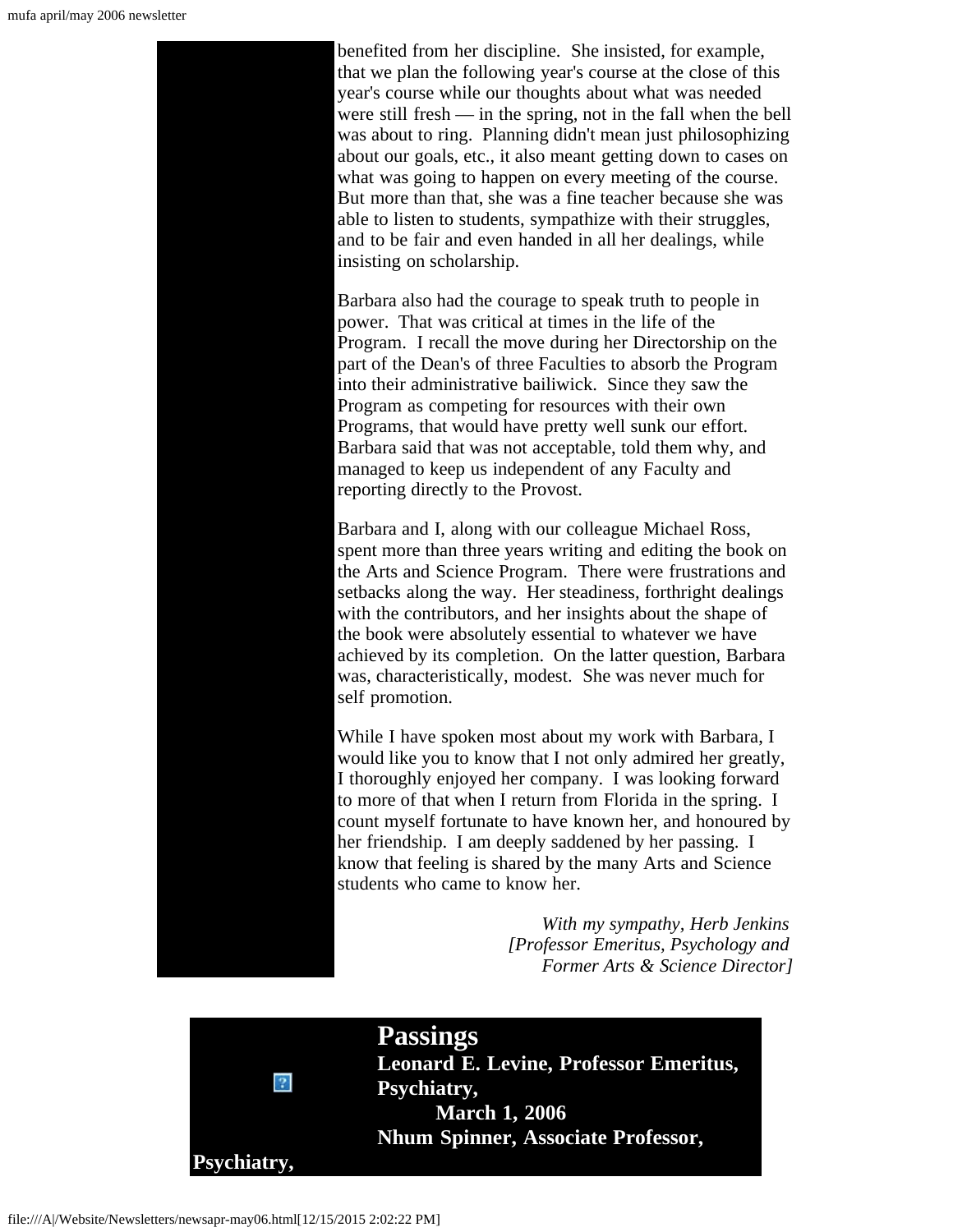benefited from her discipline. She insisted, for example, that we plan the following year's course at the close of this year's course while our thoughts about what was needed were still fresh — in the spring, not in the fall when the bell was about to ring. Planning didn't mean just philosophizing about our goals, etc., it also meant getting down to cases on what was going to happen on every meeting of the course. But more than that, she was a fine teacher because she was able to listen to students, sympathize with their struggles, and to be fair and even handed in all her dealings, while insisting on scholarship.

Barbara also had the courage to speak truth to people in power. That was critical at times in the life of the Program. I recall the move during her Directorship on the part of the Dean's of three Faculties to absorb the Program into their administrative bailiwick. Since they saw the Program as competing for resources with their own Programs, that would have pretty well sunk our effort. Barbara said that was not acceptable, told them why, and managed to keep us independent of any Faculty and reporting directly to the Provost.

Barbara and I, along with our colleague Michael Ross, spent more than three years writing and editing the book on the Arts and Science Program. There were frustrations and setbacks along the way. Her steadiness, forthright dealings with the contributors, and her insights about the shape of the book were absolutely essential to whatever we have achieved by its completion. On the latter question, Barbara was, characteristically, modest. She was never much for self promotion.

While I have spoken most about my work with Barbara, I would like you to know that I not only admired her greatly, I thoroughly enjoyed her company. I was looking forward to more of that when I return from Florida in the spring. I count myself fortunate to have known her, and honoured by her friendship. I am deeply saddened by her passing. I know that feeling is shared by the many Arts and Science students who came to know her.

*With my sympathy, Herb Jenkins*
*[Professor Emeritus, Psychology and Former Arts & Science Director]*

## Passings

**Leonard E. Levine, Professor Emeritus, Psychiatry,**
**March 1, 2006**

**Nhum Spinner, Associate Professor, Psychiatry,**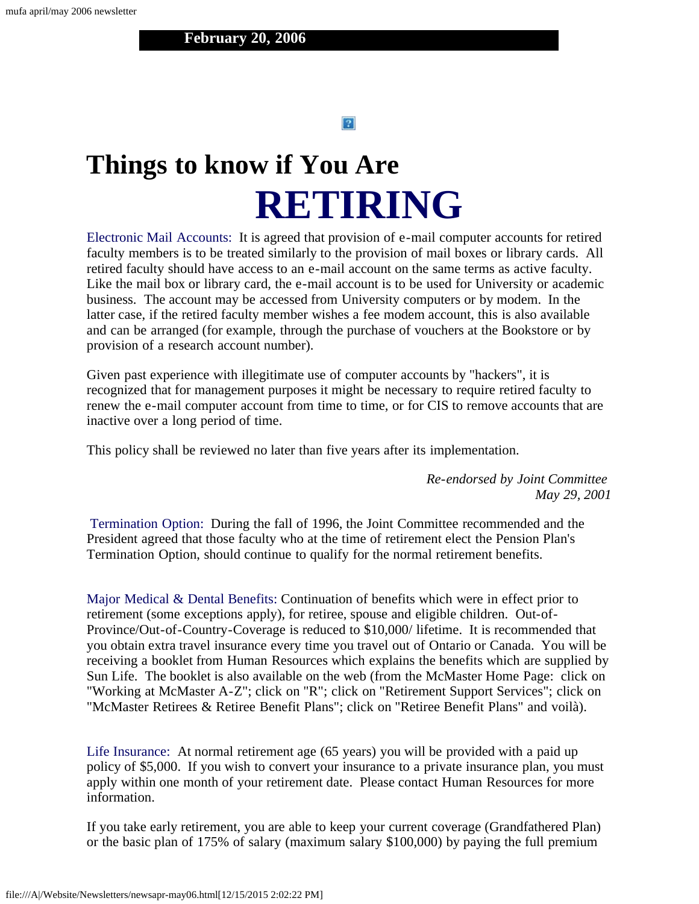**February 20, 2006**

# Things to know if You Are RETIRING

Electronic Mail Accounts: It is agreed that provision of e-mail computer accounts for retired faculty members is to be treated similarly to the provision of mail boxes or library cards. All retired faculty should have access to an e-mail account on the same terms as active faculty. Like the mail box or library card, the e-mail account is to be used for University or academic business. The account may be accessed from University computers or by modem. In the latter case, if the retired faculty member wishes a fee modem account, this is also available and can be arranged (for example, through the purchase of vouchers at the Bookstore or by provision of a research account number).

Given past experience with illegitimate use of computer accounts by "hackers", it is recognized that for management purposes it might be necessary to require retired faculty to renew the e-mail computer account from time to time, or for CIS to remove accounts that are inactive over a long period of time.

This policy shall be reviewed no later than five years after its implementation.

*Re-endorsed by Joint Committee*
*May 29, 2001*

Termination Option: During the fall of 1996, the Joint Committee recommended and the President agreed that those faculty who at the time of retirement elect the Pension Plan's Termination Option, should continue to qualify for the normal retirement benefits.

Major Medical & Dental Benefits: Continuation of benefits which were in effect prior to retirement (some exceptions apply), for retiree, spouse and eligible children. Out-of-Province/Out-of-Country-Coverage is reduced to $10,000/ lifetime. It is recommended that you obtain extra travel insurance every time you travel out of Ontario or Canada. You will be receiving a booklet from Human Resources which explains the benefits which are supplied by Sun Life. The booklet is also available on the web (from the McMaster Home Page: click on "Working at McMaster A-Z"; click on "R"; click on "Retirement Support Services"; click on "McMaster Retirees & Retiree Benefit Plans"; click on "Retiree Benefit Plans" and voilà).

Life Insurance: At normal retirement age (65 years) you will be provided with a paid up policy of $5,000. If you wish to convert your insurance to a private insurance plan, you must apply within one month of your retirement date. Please contact Human Resources for more information.

If you take early retirement, you are able to keep your current coverage (Grandfathered Plan) or the basic plan of 175% of salary (maximum salary $100,000) by paying the full premium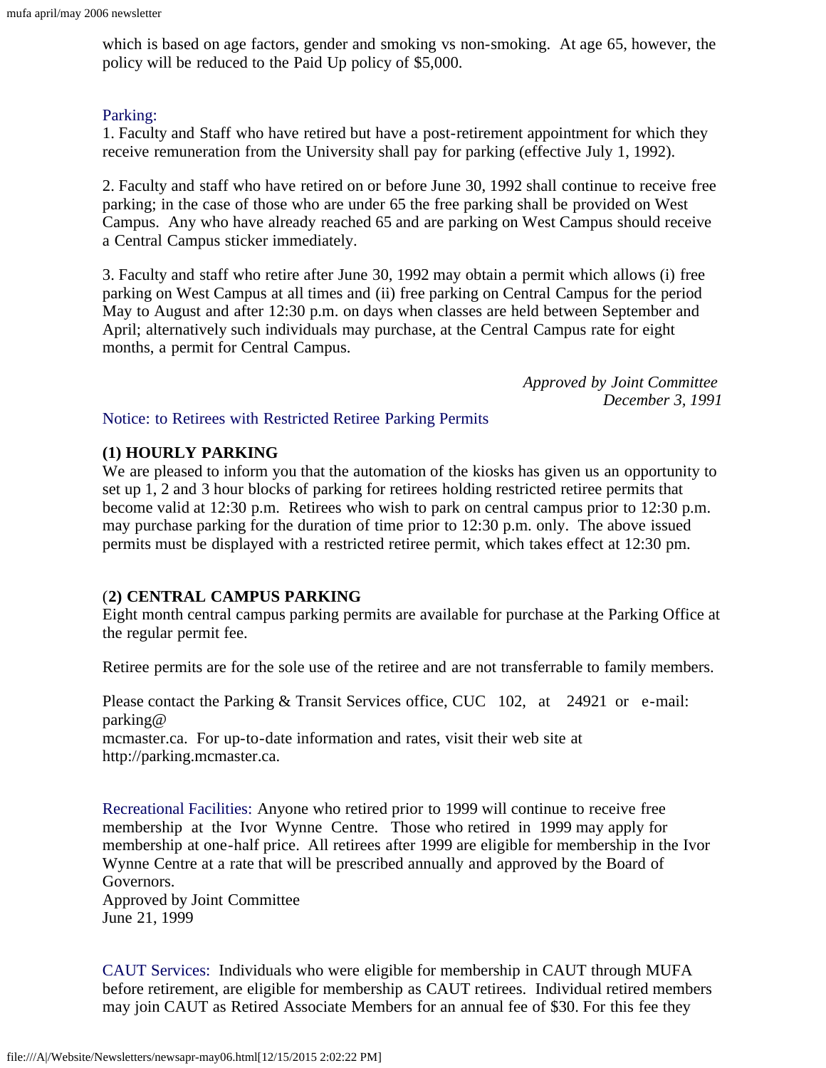which is based on age factors, gender and smoking vs non-smoking. At age 65, however, the policy will be reduced to the Paid Up policy of $5,000.

Parking:

1. Faculty and Staff who have retired but have a post-retirement appointment for which they receive remuneration from the University shall pay for parking (effective July 1, 1992).

2. Faculty and staff who have retired on or before June 30, 1992 shall continue to receive free parking; in the case of those who are under 65 the free parking shall be provided on West Campus. Any who have already reached 65 and are parking on West Campus should receive a Central Campus sticker immediately.

3. Faculty and staff who retire after June 30, 1992 may obtain a permit which allows (i) free parking on West Campus at all times and (ii) free parking on Central Campus for the period May to August and after 12:30 p.m. on days when classes are held between September and April; alternatively such individuals may purchase, at the Central Campus rate for eight months, a permit for Central Campus.

*Approved by Joint Committee*
*December 3, 1991*

Notice: to Retirees with Restricted Retiree Parking Permits

**(1) HOURLY PARKING**

We are pleased to inform you that the automation of the kiosks has given us an opportunity to set up 1, 2 and 3 hour blocks of parking for retirees holding restricted retiree permits that become valid at 12:30 p.m. Retirees who wish to park on central campus prior to 12:30 p.m. may purchase parking for the duration of time prior to 12:30 p.m. only. The above issued permits must be displayed with a restricted retiree permit, which takes effect at 12:30 pm.

**(2) CENTRAL CAMPUS PARKING**

Eight month central campus parking permits are available for purchase at the Parking Office at the regular permit fee.

Retiree permits are for the sole use of the retiree and are not transferrable to family members.

Please contact the Parking & Transit Services office, CUC 102, at 24921 or e-mail: parking@mcmaster.ca. For up-to-date information and rates, visit their web site at http://parking.mcmaster.ca.

Recreational Facilities: Anyone who retired prior to 1999 will continue to receive free membership at the Ivor Wynne Centre. Those who retired in 1999 may apply for membership at one-half price. All retirees after 1999 are eligible for membership in the Ivor Wynne Centre at a rate that will be prescribed annually and approved by the Board of Governors.
Approved by Joint Committee
June 21, 1999

CAUT Services: Individuals who were eligible for membership in CAUT through MUFA before retirement, are eligible for membership as CAUT retirees. Individual retired members may join CAUT as Retired Associate Members for an annual fee of $30. For this fee they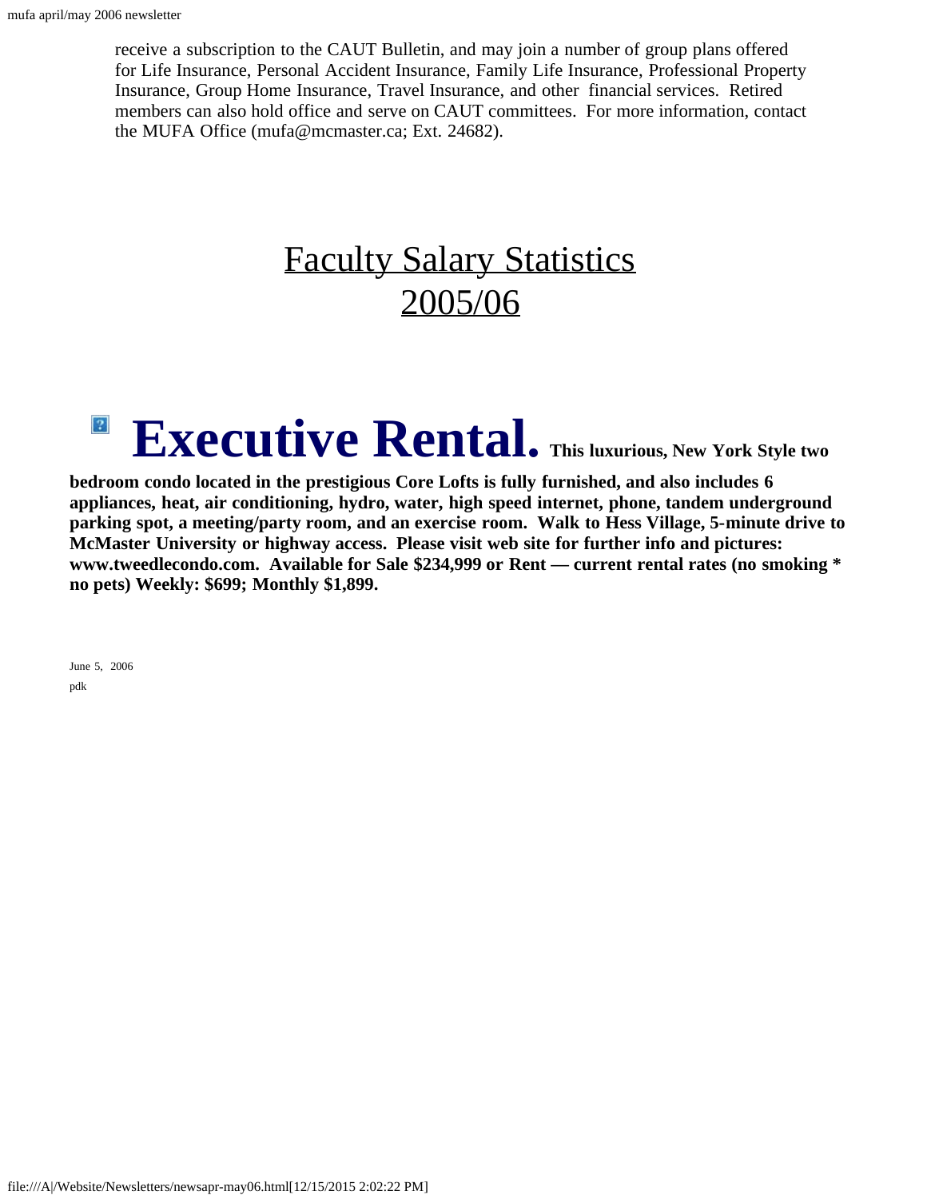receive a subscription to the CAUT Bulletin, and may join a number of group plans offered for Life Insurance, Personal Accident Insurance, Family Life Insurance, Professional Property Insurance, Group Home Insurance, Travel Insurance, and other financial services. Retired members can also hold office and serve on CAUT committees. For more information, contact the MUFA Office (mufa@mcmaster.ca; Ext. 24682).

# Faculty Salary Statistics 2005/06

**Executive Rental.** **This luxurious, New York Style two bedroom condo located in the prestigious Core Lofts is fully furnished, and also includes 6 appliances, heat, air conditioning, hydro, water, high speed internet, phone, tandem underground parking spot, a meeting/party room, and an exercise room. Walk to Hess Village, 5-minute drive to McMaster University or highway access. Please visit web site for further info and pictures: www.tweedlecondo.com. Available for Sale $234,999 or Rent — current rental rates (no smoking * no pets) Weekly: $699; Monthly $1,899.**

June 5, 2006

pdk